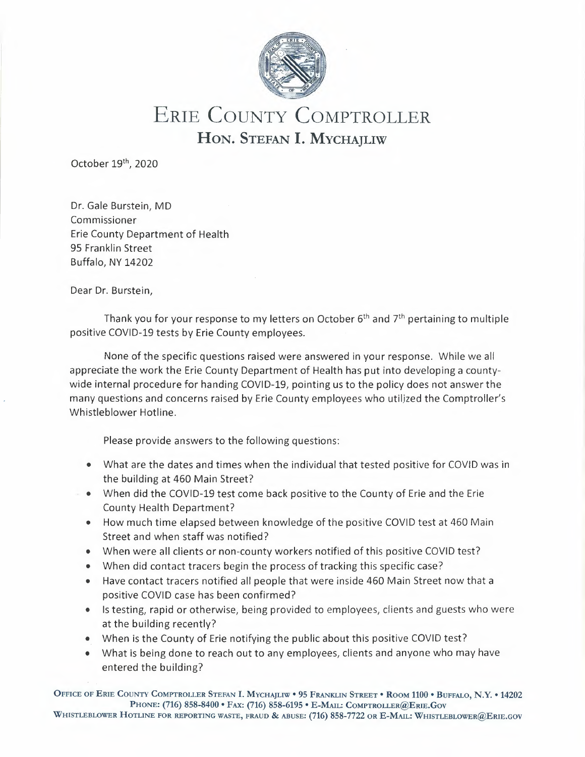# Erie County Comptroller

## Hon. Stefan I. Mychajliw

October 19th, 2020

Dr. Gale Burstein, MD
Commissioner
Erie County Department of Health
95 Franklin Street
Buffalo, NY 14202

Dear Dr. Burstein,

Thank you for your response to my letters on October 6th and 7th pertaining to multiple positive COVID-19 tests by Erie County employees.

None of the specific questions raised were answered in your response. While we all appreciate the work the Erie County Department of Health has put into developing a county-wide internal procedure for handing COVID-19, pointing us to the policy does not answer the many questions and concerns raised by Erie County employees who utilized the Comptroller's Whistleblower Hotline.

Please provide answers to the following questions:

- What are the dates and times when the individual that tested positive for COVID was in the building at 460 Main Street?
- When did the COVID-19 test come back positive to the County of Erie and the Erie County Health Department?
- How much time elapsed between knowledge of the positive COVID test at 460 Main Street and when staff was notified?
- When were all clients or non-county workers notified of this positive COVID test?
- When did contact tracers begin the process of tracking this specific case?
- Have contact tracers notified all people that were inside 460 Main Street now that a positive COVID case has been confirmed?
- Is testing, rapid or otherwise, being provided to employees, clients and guests who were at the building recently?
- When is the County of Erie notifying the public about this positive COVID test?
- What is being done to reach out to any employees, clients and anyone who may have entered the building?

Office of Erie County Comptroller Stefan I. Mychajliw • 95 Franklin Street • Room 1100 • Buffalo, N.Y. • 14202
Phone: (716) 858-8400 • Fax: (716) 858-6195 • E-Mail: Comptroller@Erie.Gov
Whistleblower Hotline for reporting waste, fraud & abuse: (716) 858-7722 or E-Mail: Whistleblower@Erie.gov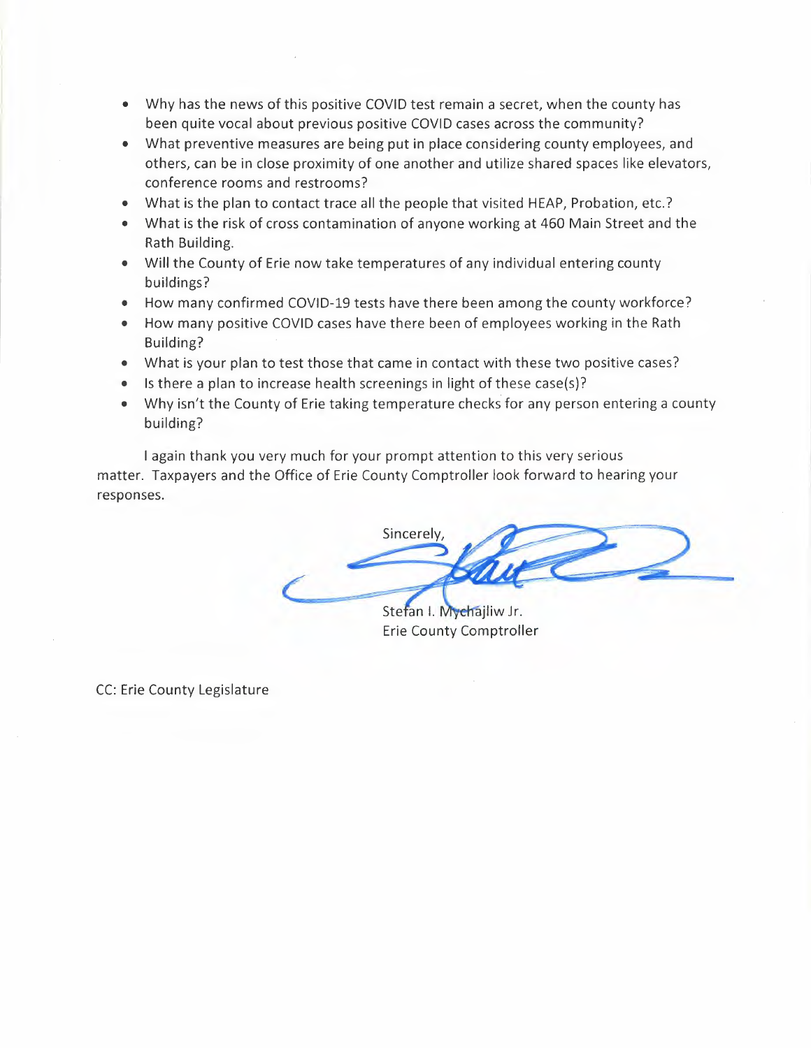- Why has the news of this positive COVID test remain a secret, when the county has been quite vocal about previous positive COVID cases across the community?
- What preventive measures are being put in place considering county employees, and others, can be in close proximity of one another and utilize shared spaces like elevators, conference rooms and restrooms?
- What is the plan to contact trace all the people that visited HEAP, Probation, etc.?
- What is the risk of cross contamination of anyone working at 460 Main Street and the Rath Building.
- Will the County of Erie now take temperatures of any individual entering county buildings?
- How many confirmed COVID-19 tests have there been among the county workforce?
- How many positive COVID cases have there been of employees working in the Rath Building?
- What is your plan to test those that came in contact with these two positive cases?
- Is there a plan to increase health screenings in light of these case(s)?
- Why isn't the County of Erie taking temperature checks for any person entering a county building?

I again thank you very much for your prompt attention to this very serious matter. Taxpayers and the Office of Erie County Comptroller look forward to hearing your responses.

Sincerely,

Stefan I. Mychajliw Jr.
Erie County Comptroller

CC: Erie County Legislature